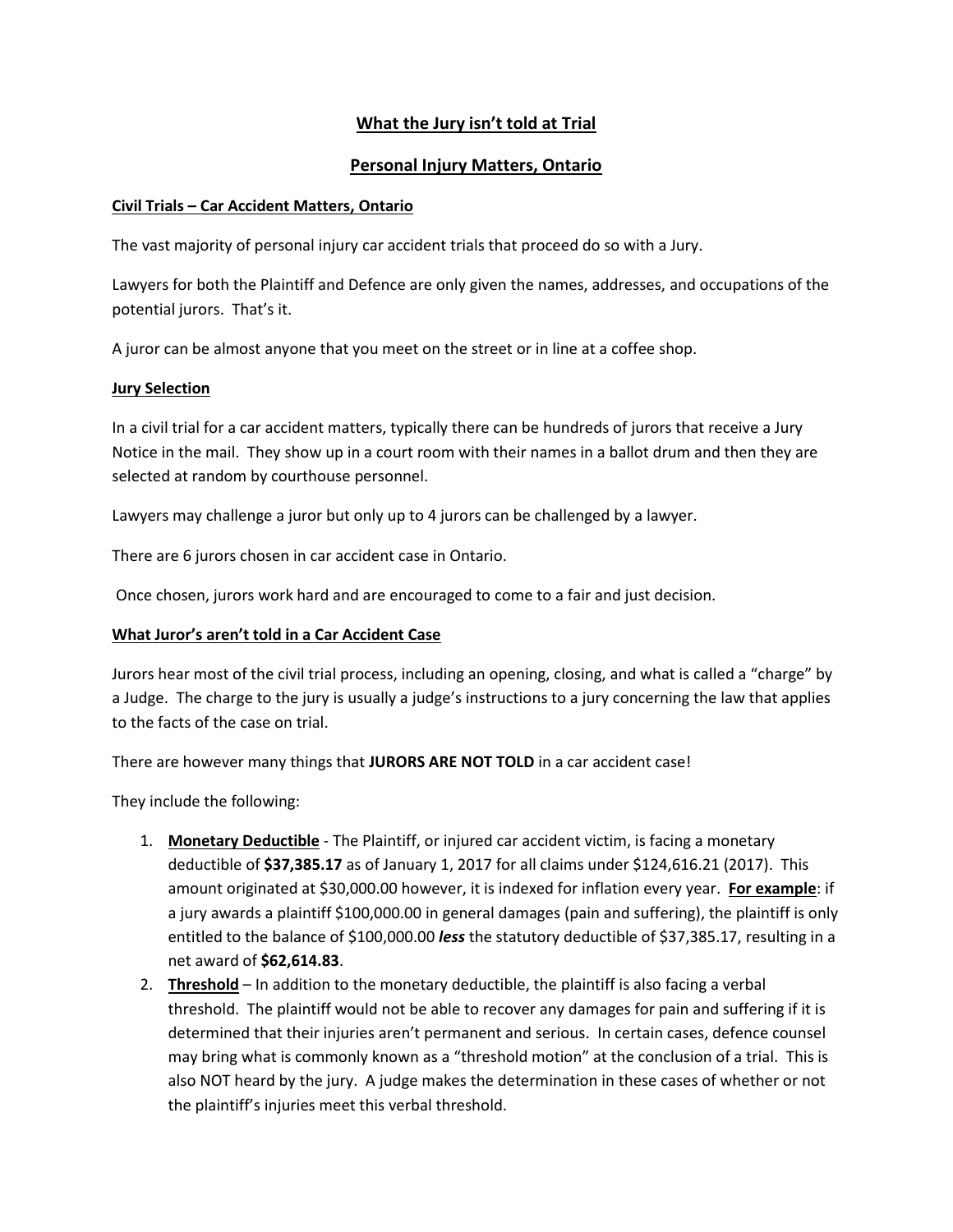# What the Jury isn't told at Trial

## Personal Injury Matters, Ontario

### Civil Trials – Car Accident Matters, Ontario

The vast majority of personal injury car accident trials that proceed do so with a Jury.

Lawyers for both the Plaintiff and Defence are only given the names, addresses, and occupations of the potential jurors. That's it.

A juror can be almost anyone that you meet on the street or in line at a coffee shop.

### Jury Selection

In a civil trial for a car accident matters, typically there can be hundreds of jurors that receive a Jury Notice in the mail. They show up in a court room with their names in a ballot drum and then they are selected at random by courthouse personnel.

Lawyers may challenge a juror but only up to 4 jurors can be challenged by a lawyer.

There are 6 jurors chosen in car accident case in Ontario.

Once chosen, jurors work hard and are encouraged to come to a fair and just decision.

### What Juror's aren't told in a Car Accident Case

Jurors hear most of the civil trial process, including an opening, closing, and what is called a "charge" by a Judge. The charge to the jury is usually a judge's instructions to a jury concerning the law that applies to the facts of the case on trial.

There are however many things that **JURORS ARE NOT TOLD** in a car accident case!

They include the following:

1. **Monetary Deductible** - The Plaintiff, or injured car accident victim, is facing a monetary deductible of **$37,385.17** as of January 1, 2017 for all claims under $124,616.21 (2017). This amount originated at $30,000.00 however, it is indexed for inflation every year. **For example**: if a jury awards a plaintiff $100,000.00 in general damages (pain and suffering), the plaintiff is only entitled to the balance of $100,000.00 ***less*** the statutory deductible of $37,385.17, resulting in a net award of **$62,614.83**.
2. **Threshold** – In addition to the monetary deductible, the plaintiff is also facing a verbal threshold. The plaintiff would not be able to recover any damages for pain and suffering if it is determined that their injuries aren't permanent and serious. In certain cases, defence counsel may bring what is commonly known as a "threshold motion" at the conclusion of a trial. This is also NOT heard by the jury. A judge makes the determination in these cases of whether or not the plaintiff's injuries meet this verbal threshold.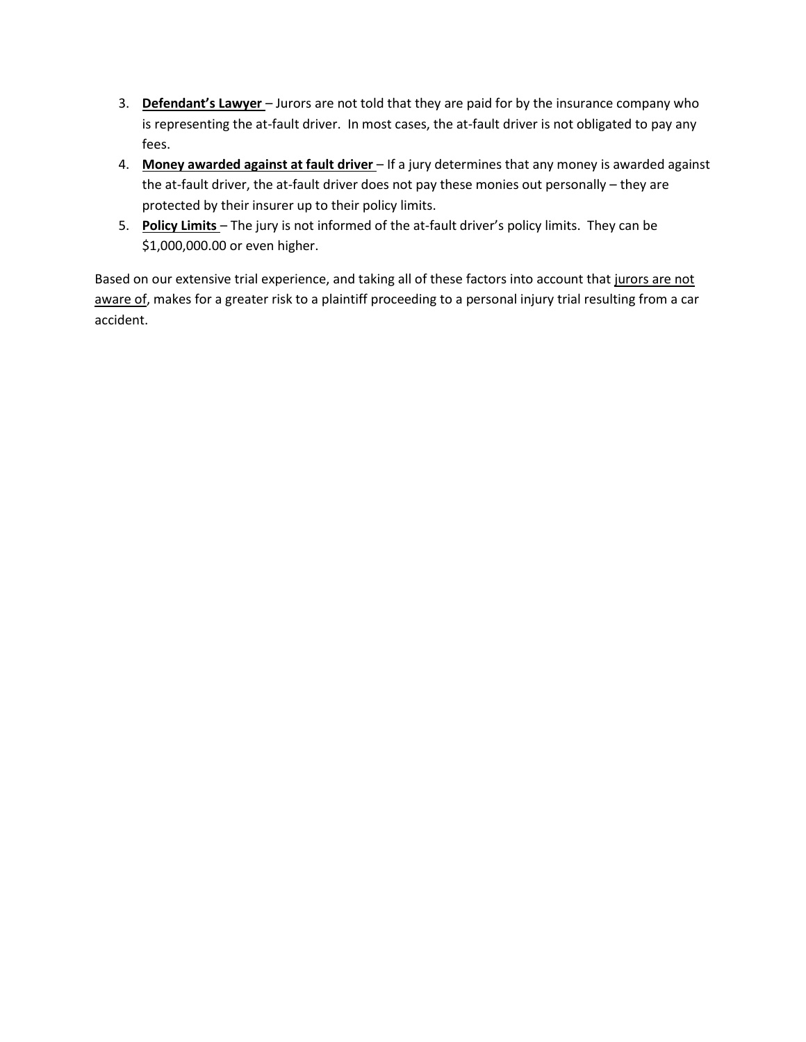3. **Defendant's Lawyer** – Jurors are not told that they are paid for by the insurance company who is representing the at-fault driver. In most cases, the at-fault driver is not obligated to pay any fees.
4. **Money awarded against at fault driver** – If a jury determines that any money is awarded against the at-fault driver, the at-fault driver does not pay these monies out personally – they are protected by their insurer up to their policy limits.
5. **Policy Limits** – The jury is not informed of the at-fault driver's policy limits. They can be $1,000,000.00 or even higher.

Based on our extensive trial experience, and taking all of these factors into account that jurors are not aware of, makes for a greater risk to a plaintiff proceeding to a personal injury trial resulting from a car accident.